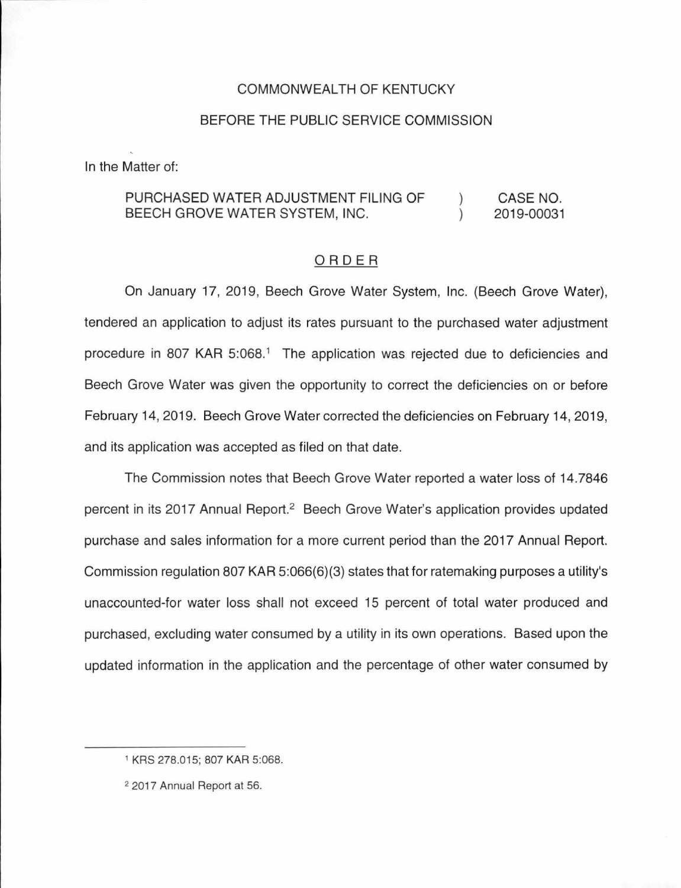COMMONWEALTH OF KENTUCKY

BEFORE THE PUBLIC SERVICE COMMISSION

In the Matter of:

| PURCHASED WATER ADJUSTMENT FILING OF BEECH GROVE WATER SYSTEM, INC. | ) ) | CASE NO. 2019-00031 |
|---|---|---|

## ORDER

On January 17, 2019, Beech Grove Water System, Inc. (Beech Grove Water), tendered an application to adjust its rates pursuant to the purchased water adjustment procedure in 807 KAR 5:068.[1] The application was rejected due to deficiencies and Beech Grove Water was given the opportunity to correct the deficiencies on or before February 14, 2019. Beech Grove Water corrected the deficiencies on February 14, 2019, and its application was accepted as filed on that date.

The Commission notes that Beech Grove Water reported a water loss of 14.7846 percent in its 2017 Annual Report.[2] Beech Grove Water's application provides updated purchase and sales information for a more current period than the 2017 Annual Report. Commission regulation 807 KAR 5:066(6)(3) states that for ratemaking purposes a utility's unaccounted-for water loss shall not exceed 15 percent of total water produced and purchased, excluding water consumed by a utility in its own operations. Based upon the updated information in the application and the percentage of other water consumed by

---

[1] KRS 278.015; 807 KAR 5:068.

[2] 2017 Annual Report at 56.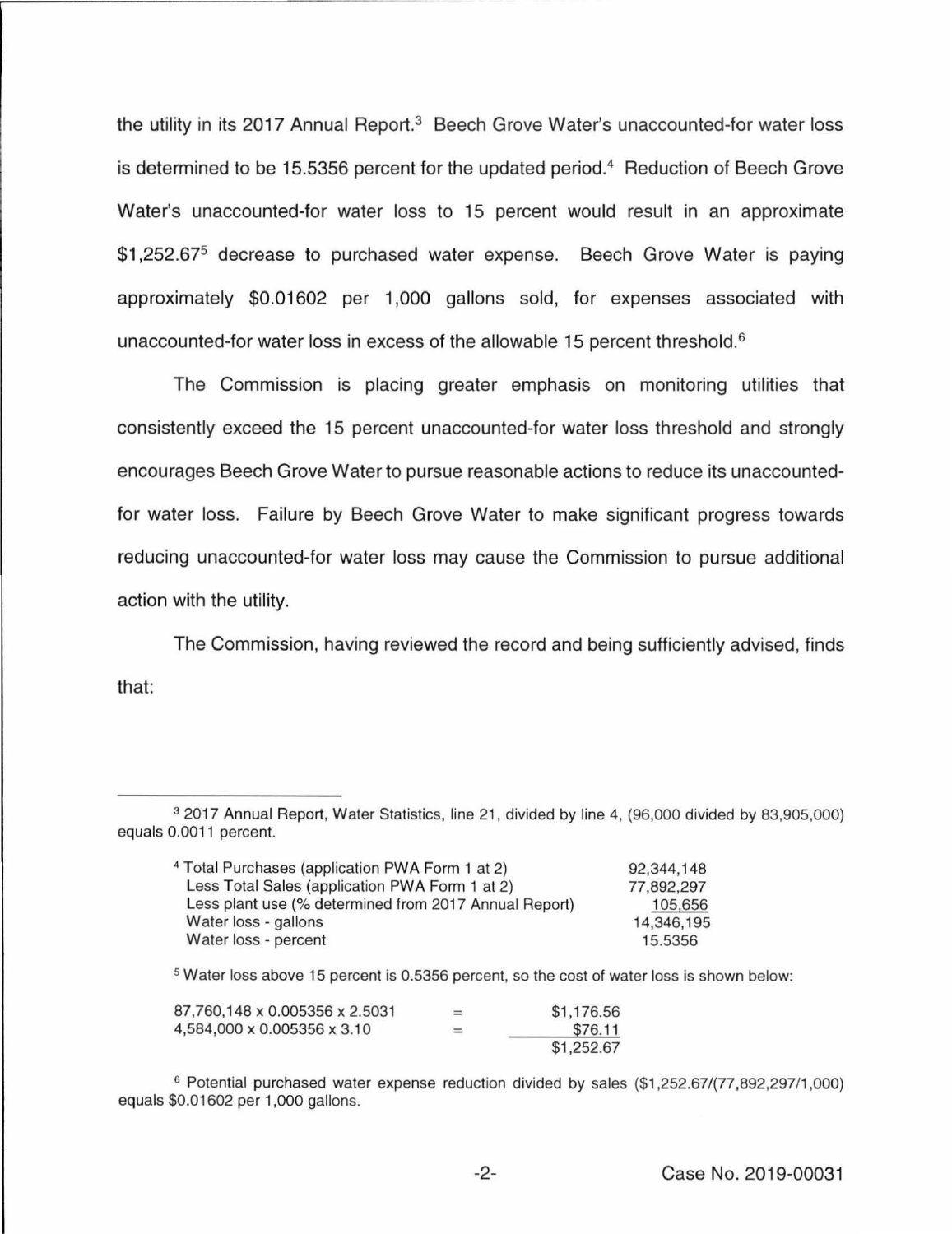the utility in its 2017 Annual Report.[3] Beech Grove Water's unaccounted-for water loss is determined to be 15.5356 percent for the updated period.[4] Reduction of Beech Grove Water's unaccounted-for water loss to 15 percent would result in an approximate $1,252.67[5] decrease to purchased water expense. Beech Grove Water is paying approximately $0.01602 per 1,000 gallons sold, for expenses associated with unaccounted-for water loss in excess of the allowable 15 percent threshold.[6]

The Commission is placing greater emphasis on monitoring utilities that consistently exceed the 15 percent unaccounted-for water loss threshold and strongly encourages Beech Grove Water to pursue reasonable actions to reduce its unaccounted-for water loss. Failure by Beech Grove Water to make significant progress towards reducing unaccounted-for water loss may cause the Commission to pursue additional action with the utility.

The Commission, having reviewed the record and being sufficiently advised, finds that:

---

[3] 2017 Annual Report, Water Statistics, line 21, divided by line 4, (96,000 divided by 83,905,000) equals 0.0011 percent.

[4]

| | |
|---|---|
| Total Purchases (application PWA Form 1 at 2) | 92,344,148 |
| Less Total Sales (application PWA Form 1 at 2) | 77,892,297 |
| Less plant use (% determined from 2017 Annual Report) | 105,656 |
| Water loss - gallons | 14,346,195 |
| Water loss - percent | 15.5356 |

[5] Water loss above 15 percent is 0.5356 percent, so the cost of water loss is shown below:

| | | |
|---|---|---|
| 87,760,148 x 0.005356 x 2.5031 | = | $1,176.56 |
| 4,584,000 x 0.005356 x 3.10 | = | $76.11 |
| | | $1,252.67 |

[6] Potential purchased water expense reduction divided by sales ($1,252.67/(77,892,297/1,000) equals $0.01602 per 1,000 gallons.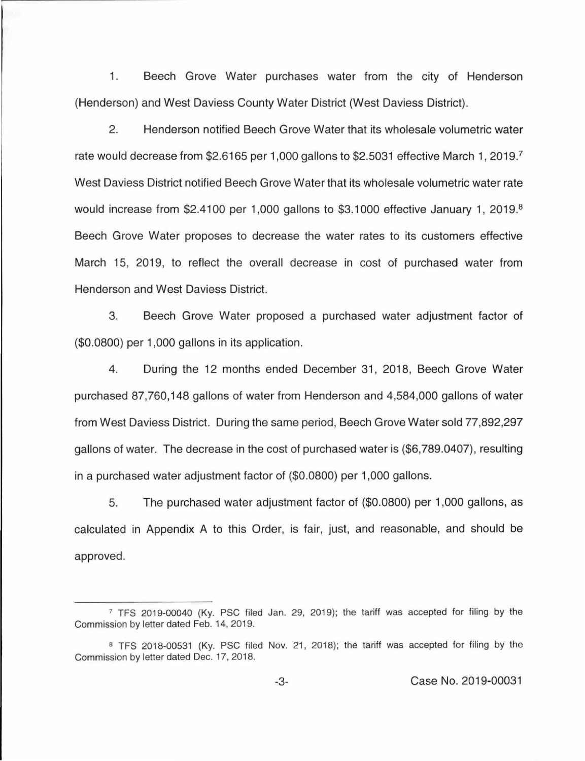1. Beech Grove Water purchases water from the city of Henderson (Henderson) and West Daviess County Water District (West Daviess District).

2. Henderson notified Beech Grove Water that its wholesale volumetric water rate would decrease from $2.6165 per 1,000 gallons to $2.5031 effective March 1, 2019.[7] West Daviess District notified Beech Grove Water that its wholesale volumetric water rate would increase from $2.4100 per 1,000 gallons to $3.1000 effective January 1, 2019.[8] Beech Grove Water proposes to decrease the water rates to its customers effective March 15, 2019, to reflect the overall decrease in cost of purchased water from Henderson and West Daviess District.

3. Beech Grove Water proposed a purchased water adjustment factor of ($0.0800) per 1,000 gallons in its application.

4. During the 12 months ended December 31, 2018, Beech Grove Water purchased 87,760,148 gallons of water from Henderson and 4,584,000 gallons of water from West Daviess District. During the same period, Beech Grove Water sold 77,892,297 gallons of water. The decrease in the cost of purchased water is ($6,789.0407), resulting in a purchased water adjustment factor of ($0.0800) per 1,000 gallons.

5. The purchased water adjustment factor of ($0.0800) per 1,000 gallons, as calculated in Appendix A to this Order, is fair, just, and reasonable, and should be approved.

---

[7] TFS 2019-00040 (Ky. PSC filed Jan. 29, 2019); the tariff was accepted for filing by the Commission by letter dated Feb. 14, 2019.

[8] TFS 2018-00531 (Ky. PSC filed Nov. 21, 2018); the tariff was accepted for filing by the Commission by letter dated Dec. 17, 2018.

Case No. 2019-00031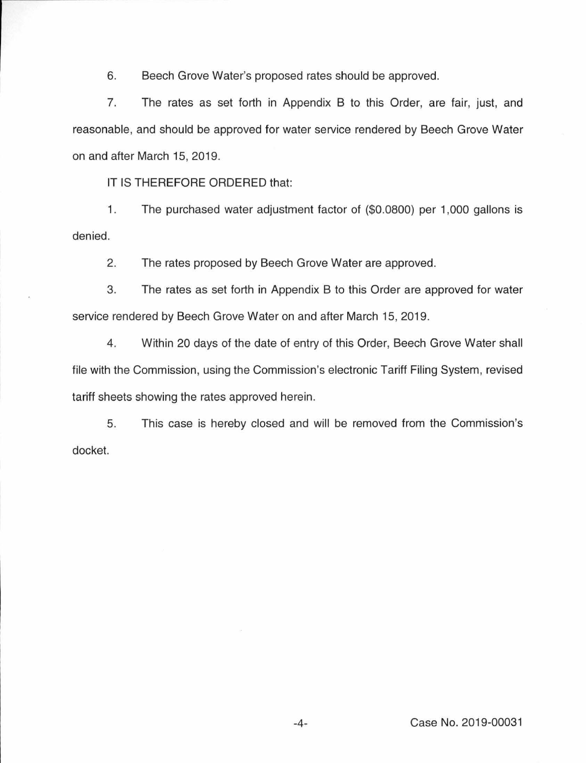6. Beech Grove Water's proposed rates should be approved.

7. The rates as set forth in Appendix B to this Order, are fair, just, and reasonable, and should be approved for water service rendered by Beech Grove Water on and after March 15, 2019.

IT IS THEREFORE ORDERED that:

1. The purchased water adjustment factor of ($0.0800) per 1,000 gallons is denied.

2. The rates proposed by Beech Grove Water are approved.

3. The rates as set forth in Appendix B to this Order are approved for water service rendered by Beech Grove Water on and after March 15, 2019.

4. Within 20 days of the date of entry of this Order, Beech Grove Water shall file with the Commission, using the Commission's electronic Tariff Filing System, revised tariff sheets showing the rates approved herein.

5. This case is hereby closed and will be removed from the Commission's docket.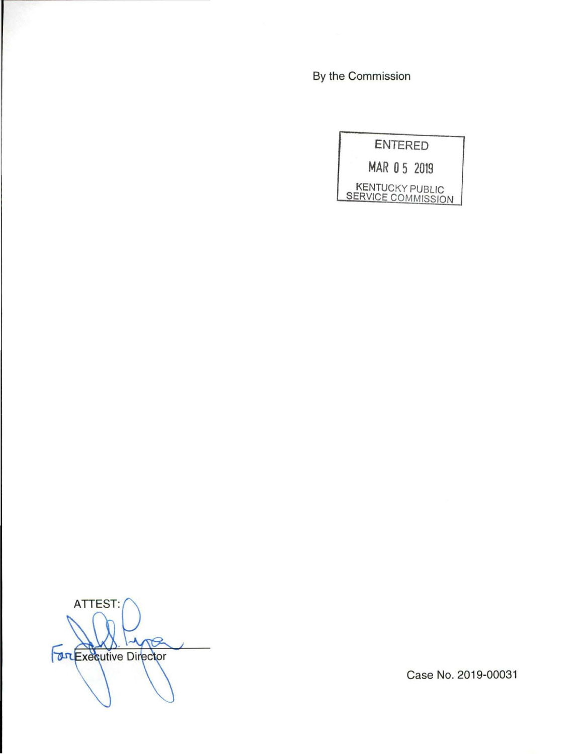By the Commission

ENTERED

MAR 05 2019

KENTUCKY PUBLIC SERVICE COMMISSION

ATTEST:

For Executive Director

Case No. 2019-00031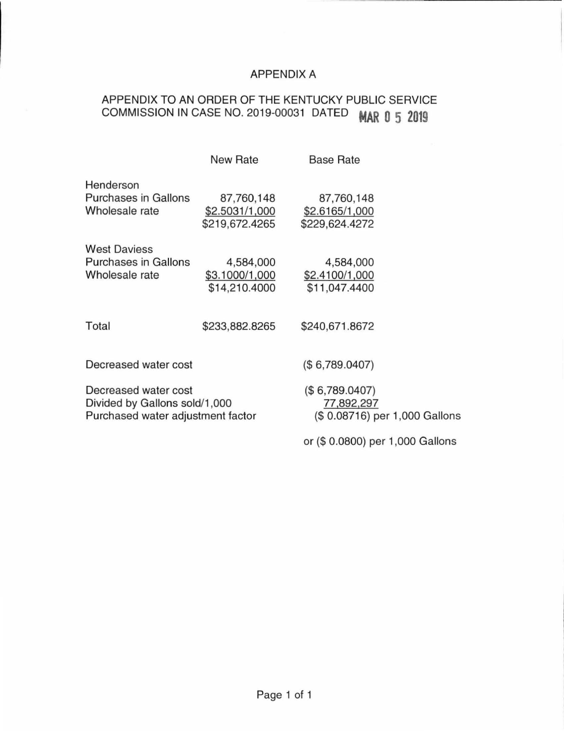# APPENDIX A

## APPENDIX TO AN ORDER OF THE KENTUCKY PUBLIC SERVICE COMMISSION IN CASE NO. 2019-00031 DATED MAR 05 2019

| | New Rate | Base Rate |
|---|---|---|
| Henderson | | |
| Purchases in Gallons | 87,760,148 | 87,760,148 |
| Wholesale rate | $2.5031/1,000 | $2.6165/1,000 |
| | $219,672.4265 | $229,624.4272 |
| West Daviess | | |
| Purchases in Gallons | 4,584,000 | 4,584,000 |
| Wholesale rate | $3.1000/1,000 | $2.4100/1,000 |
| | $14,210.4000 | $11,047.4400 |
| Total | $233,882.8265 | $240,671.8672 |

| | |
|---|---|
| Decreased water cost | ($ 6,789.0407) |
| Decreased water cost | ($ 6,789.0407) |
| Divided by Gallons sold/1,000 | 77,892,297 |
| Purchased water adjustment factor | ($ 0.08716) per 1,000 Gallons |
| | or ($ 0.0800) per 1,000 Gallons |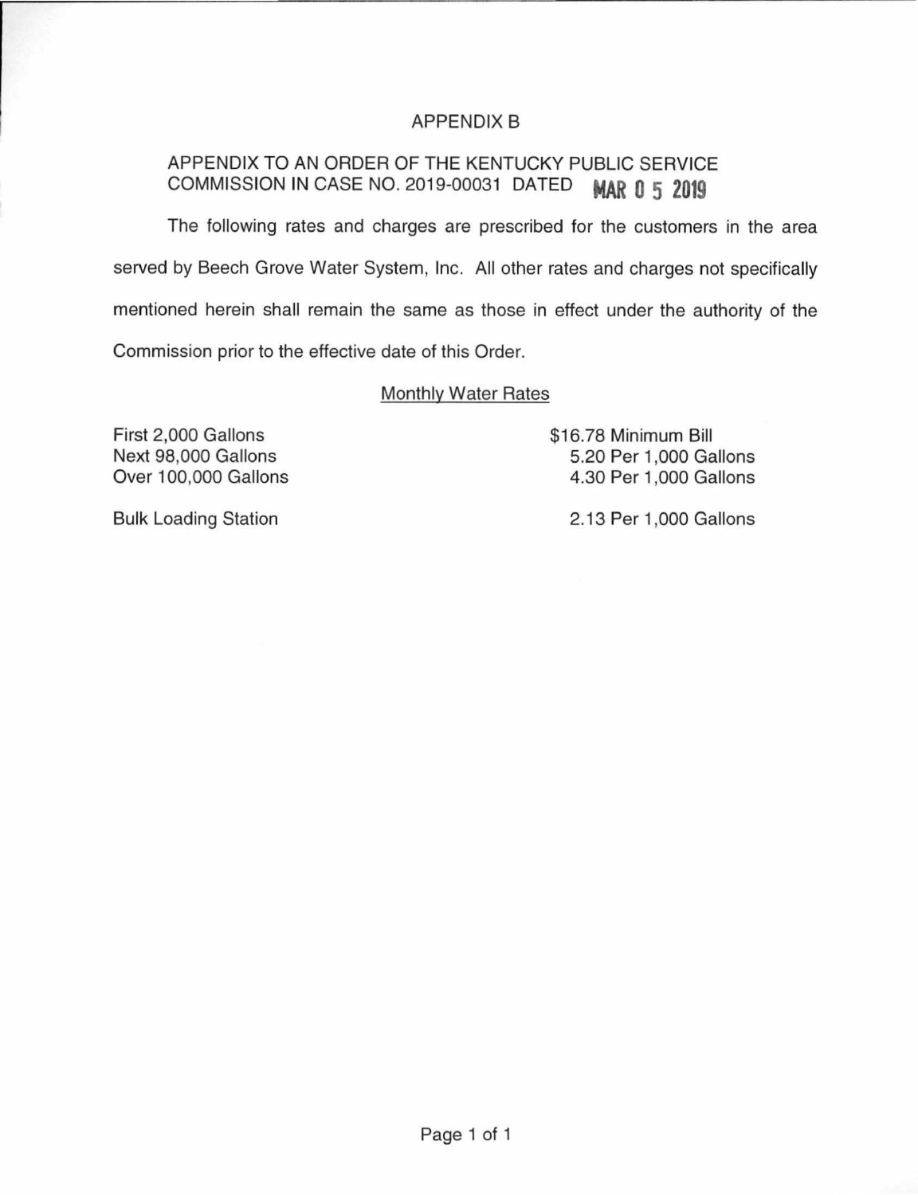# APPENDIX B

APPENDIX TO AN ORDER OF THE KENTUCKY PUBLIC SERVICE COMMISSION IN CASE NO. 2019-00031 DATED MAR 05 2019

The following rates and charges are prescribed for the customers in the area served by Beech Grove Water System, Inc. All other rates and charges not specifically mentioned herein shall remain the same as those in effect under the authority of the Commission prior to the effective date of this Order.

## Monthly Water Rates

| | |
|---|---|
| First 2,000 Gallons | $16.78 Minimum Bill |
| Next 98,000 Gallons | 5.20 Per 1,000 Gallons |
| Over 100,000 Gallons | 4.30 Per 1,000 Gallons |
| Bulk Loading Station | 2.13 Per 1,000 Gallons |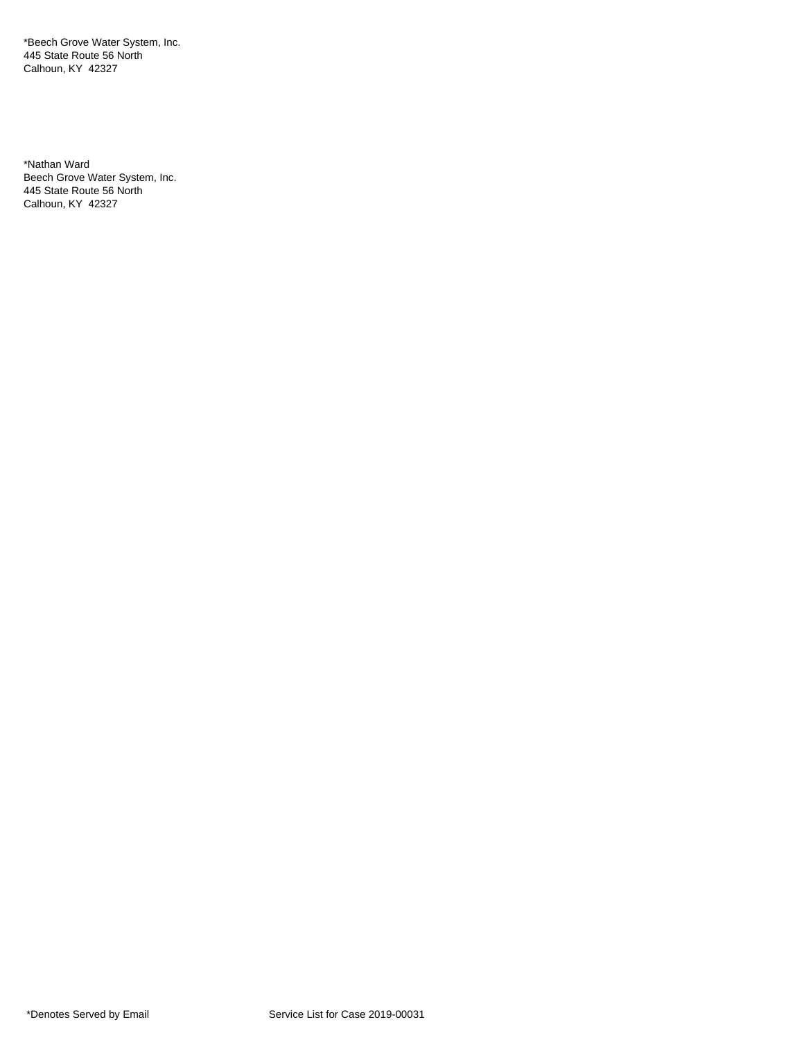*Beech Grove Water System, Inc.
445 State Route 56 North
Calhoun, KY  42327

*Nathan Ward
Beech Grove Water System, Inc.
445 State Route 56 North
Calhoun, KY  42327

*Denotes Served by Email

Service List for Case 2019-00031